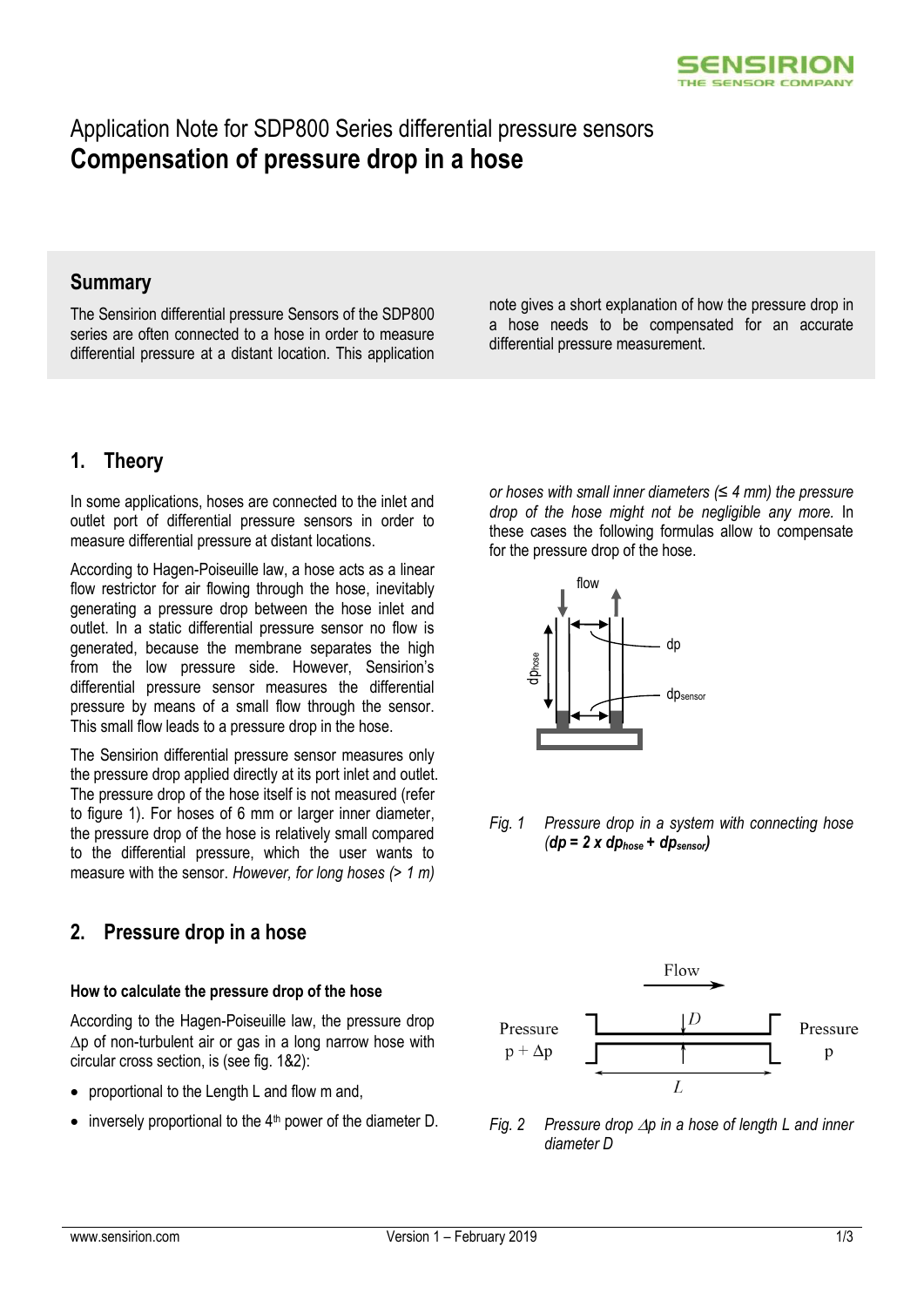Application Note for SDP800 Series differential pressure sensors

# Compensation of pressure drop in a hose

## Summary

The Sensirion differential pressure Sensors of the SDP800 series are often connected to a hose in order to measure differential pressure at a distant location. This application note gives a short explanation of how the pressure drop in a hose needs to be compensated for an accurate differential pressure measurement.

## 1. Theory

In some applications, hoses are connected to the inlet and outlet port of differential pressure sensors in order to measure differential pressure at distant locations.

According to Hagen-Poiseuille law, a hose acts as a linear flow restrictor for air flowing through the hose, inevitably generating a pressure drop between the hose inlet and outlet. In a static differential pressure sensor no flow is generated, because the membrane separates the high from the low pressure side. However, Sensirion's differential pressure sensor measures the differential pressure by means of a small flow through the sensor. This small flow leads to a pressure drop in the hose.

The Sensirion differential pressure sensor measures only the pressure drop applied directly at its port inlet and outlet. The pressure drop of the hose itself is not measured (refer to figure 1). For hoses of 6 mm or larger inner diameter, the pressure drop of the hose is relatively small compared to the differential pressure, which the user wants to measure with the sensor. *However, for long hoses (> 1 m) or hoses with small inner diameters (≤ 4 mm) the pressure drop of the hose might not be negligible any more.* In these cases the following formulas allow to compensate for the pressure drop of the hose.

*Fig. 1 Pressure drop in a system with connecting hose (**$dp = 2 \times dp_{hose} + dp_{sensor}$**)*

## 2. Pressure drop in a hose

**How to calculate the pressure drop of the hose**

According to the Hagen-Poiseuille law, the pressure drop $\Delta p$ of non-turbulent air or gas in a long narrow hose with circular cross section, is (see fig. 1&2):

- proportional to the Length L and flow m and,
- inversely proportional to the 4[th] power of the diameter D.

*Fig. 2 Pressure drop $\Delta p$ in a hose of length L and inner diameter D*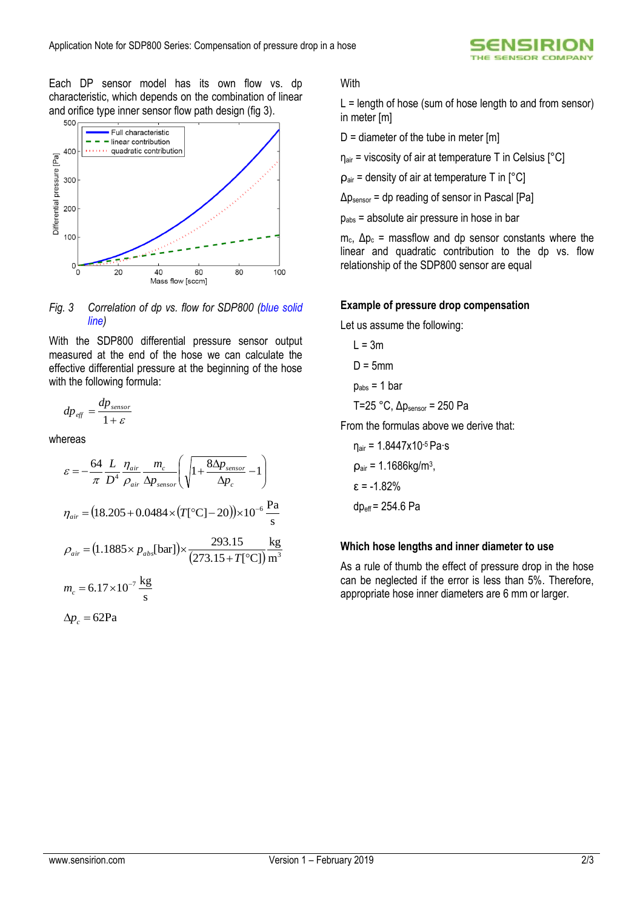Each DP sensor model has its own flow vs. dp characteristic, which depends on the combination of linear and orifice type inner sensor flow path design (fig 3).

*Fig. 3 Correlation of dp vs. flow for SDP800 (blue solid line)*

With the SDP800 differential pressure sensor output measured at the end of the hose we can calculate the effective differential pressure at the beginning of the hose with the following formula:

$$dp_{eff} = \frac{dp_{sensor}}{1+\varepsilon}$$

whereas

$$\varepsilon = -\frac{64}{\pi}\frac{L}{D^4}\frac{\eta_{air}}{\rho_{air}}\frac{m_c}{\Delta p_{sensor}}\left(\sqrt{1+\frac{8\Delta p_{sensor}}{\Delta p_c}}-1\right)$$

$$\eta_{air} = (18.205 + 0.0484\times(T[°C]-20))\times 10^{-6}\ \frac{\text{Pa}}{\text{s}}$$

$$\rho_{air} = (1.1885\times p_{abs}[\text{bar}])\times\frac{293.15}{(273.15+T[°C])}\ \frac{\text{kg}}{\text{m}^3}$$

$$m_c = 6.17\times 10^{-7}\ \frac{\text{kg}}{\text{s}}$$

$$\Delta p_c = 62\text{Pa}$$

With

$L$ = length of hose (sum of hose length to and from sensor) in meter [m]

$D$ = diameter of the tube in meter [m]

$\eta_{air}$ = viscosity of air at temperature T in Celsius [°C]

$\rho_{air}$ = density of air at temperature T in [°C]

$\Delta p_{sensor}$ = dp reading of sensor in Pascal [Pa]

$p_{abs}$ = absolute air pressure in hose in bar

$m_c$, $\Delta p_c$ = massflow and dp sensor constants where the linear and quadratic contribution to the dp vs. flow relationship of the SDP800 sensor are equal

### Example of pressure drop compensation

Let us assume the following:

- $L$ = 3m
- $D$ = 5mm
- $p_{abs}$ = 1 bar
- T=25 °C, $\Delta p_{sensor}$ = 250 Pa

From the formulas above we derive that:

- $\eta_{air}$ = 1.8447x$10^{-5}$ Pa·s
- $\rho_{air}$ = 1.1686kg/m$^3$,
- ε = -1.82%
- $dp_{eff}$ = 254.6 Pa

### Which hose lengths and inner diameter to use

As a rule of thumb the effect of pressure drop in the hose can be neglected if the error is less than 5%. Therefore, appropriate hose inner diameters are 6 mm or larger.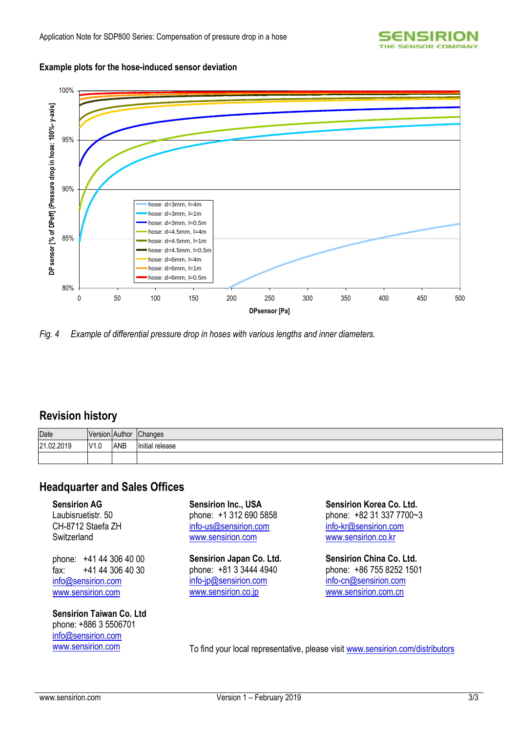**Example plots for the hose-induced sensor deviation**

DP sensor [% of DPeff] (Pressure drop in hose: 100%- y-axis)

100%
95%
90%
85%
80%

0 50 100 150 200 250 300 350 400 450 500

DPsensor [Pa]

hose: d=3mm, l=4m
hose: d=3mm, l=1m
hose: d=3mm, l=0.5m
hose: d=4.5mm, l=4m
hose: d=4.5mm, l=1m
hose: d=4.5mm, l=0.5m
hose: d=6mm, l=4m
hose: d=6mm, l=1m
hose: d=6mm, l=0.5m

*Fig. 4 Example of differential pressure drop in hoses with various lengths and inner diameters.*

## Revision history

| Date | Version | Author | Changes |
|---|---|---|---|
| 21.02.2019 | V1.0 | ANB | Initial release |
| | | | |

## Headquarter and Sales Offices

**Sensirion AG**
Laubisruetistr. 50
CH-8712 Staefa ZH
Switzerland

phone: +41 44 306 40 00
fax: +41 44 306 40 30
info@sensirion.com
www.sensirion.com

**Sensirion Inc., USA**
phone: +1 312 690 5858
info-us@sensirion.com
www.sensirion.com

**Sensirion Japan Co. Ltd.**
phone: +81 3 3444 4940
info-jp@sensirion.com
www.sensirion.co.jp

**Sensirion Korea Co. Ltd.**
phone: +82 31 337 7700~3
info-kr@sensirion.com
www.sensirion.co.kr

**Sensirion China Co. Ltd.**
phone: +86 755 8252 1501
info-cn@sensirion.com
www.sensirion.com.cn

**Sensirion Taiwan Co. Ltd**
phone: +886 3 5506701
info@sensirion.com
www.sensirion.com

To find your local representative, please visit www.sensirion.com/distributors